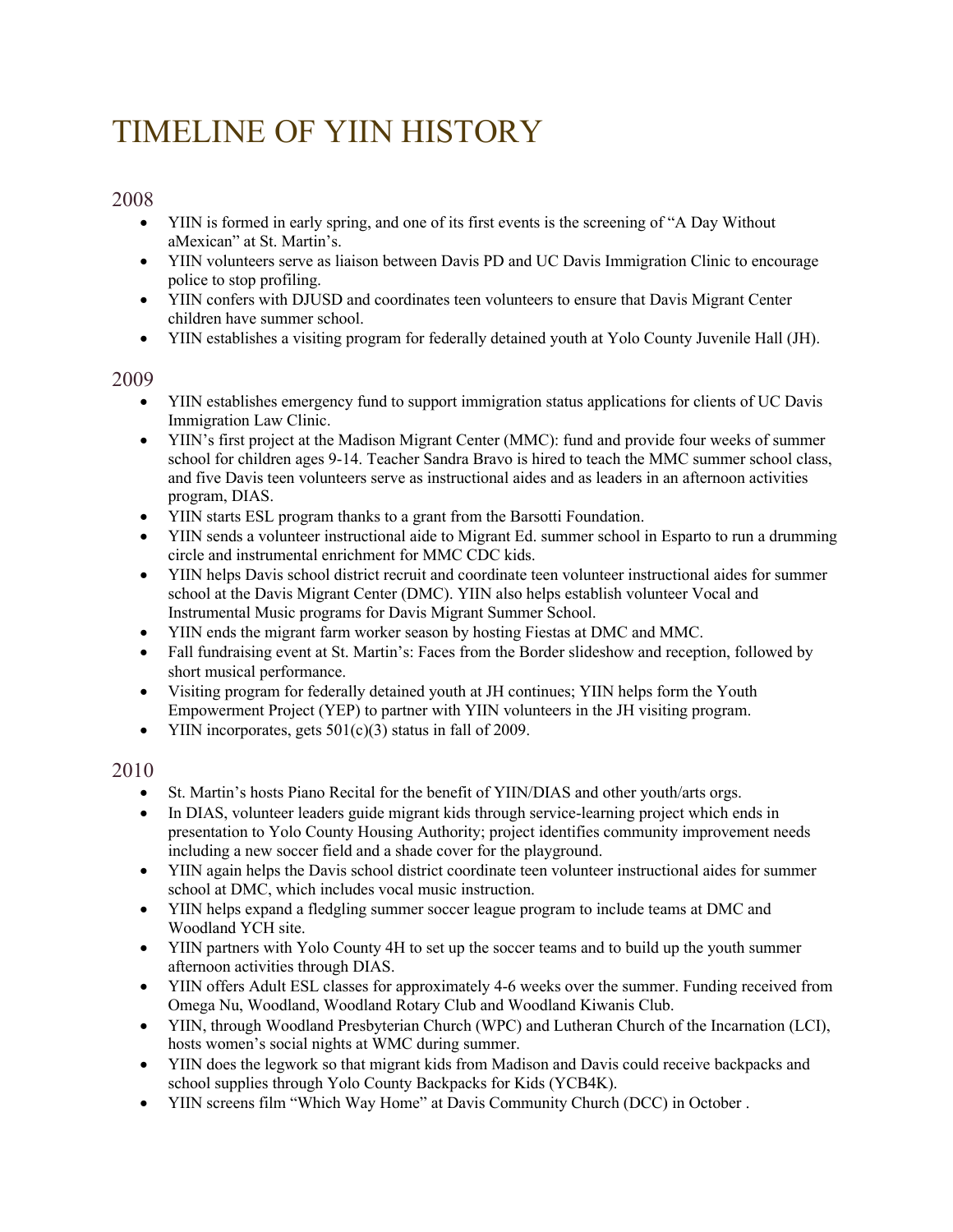# TIMELINE OF YIIN HISTORY

## 2008

- YIIN is formed in early spring, and one of its first events is the screening of "A Day Without aMexican" at St. Martin's.
- YIIN volunteers serve as liaison between Davis PD and UC Davis Immigration Clinic to encourage police to stop profiling.
- YIIN confers with DJUSD and coordinates teen volunteers to ensure that Davis Migrant Center children have summer school.
- YIIN establishes a visiting program for federally detained youth at Yolo County Juvenile Hall (JH).

## 2009

- YIIN establishes emergency fund to support immigration status applications for clients of UC Davis Immigration Law Clinic.
- YIIN's first project at the Madison Migrant Center (MMC): fund and provide four weeks of summer school for children ages 9-14. Teacher Sandra Bravo is hired to teach the MMC summer school class, and five Davis teen volunteers serve as instructional aides and as leaders in an afternoon activities program, DIAS.
- YIIN starts ESL program thanks to a grant from the Barsotti Foundation.
- YIIN sends a volunteer instructional aide to Migrant Ed. summer school in Esparto to run a drumming circle and instrumental enrichment for MMC CDC kids.
- YIIN helps Davis school district recruit and coordinate teen volunteer instructional aides for summer school at the Davis Migrant Center (DMC). YIIN also helps establish volunteer Vocal and Instrumental Music programs for Davis Migrant Summer School.
- YIIN ends the migrant farm worker season by hosting Fiestas at DMC and MMC.
- Fall fundraising event at St. Martin's: Faces from the Border slideshow and reception, followed by short musical performance.
- Visiting program for federally detained youth at JH continues; YIIN helps form the Youth Empowerment Project (YEP) to partner with YIIN volunteers in the JH visiting program.
- YIIN incorporates, gets 501(c)(3) status in fall of 2009.

## 2010

- St. Martin's hosts Piano Recital for the benefit of YIIN/DIAS and other youth/arts orgs.
- In DIAS, volunteer leaders guide migrant kids through service-learning project which ends in presentation to Yolo County Housing Authority; project identifies community improvement needs including a new soccer field and a shade cover for the playground.
- YIIN again helps the Davis school district coordinate teen volunteer instructional aides for summer school at DMC, which includes vocal music instruction.
- YIIN helps expand a fledgling summer soccer league program to include teams at DMC and Woodland YCH site.
- YIIN partners with Yolo County 4H to set up the soccer teams and to build up the youth summer afternoon activities through DIAS.
- YIIN offers Adult ESL classes for approximately 4-6 weeks over the summer. Funding received from Omega Nu, Woodland, Woodland Rotary Club and Woodland Kiwanis Club.
- YIIN, through Woodland Presbyterian Church (WPC) and Lutheran Church of the Incarnation (LCI), hosts women's social nights at WMC during summer.
- YIIN does the legwork so that migrant kids from Madison and Davis could receive backpacks and school supplies through Yolo County Backpacks for Kids (YCB4K).
- YIIN screens film "Which Way Home" at Davis Community Church (DCC) in October .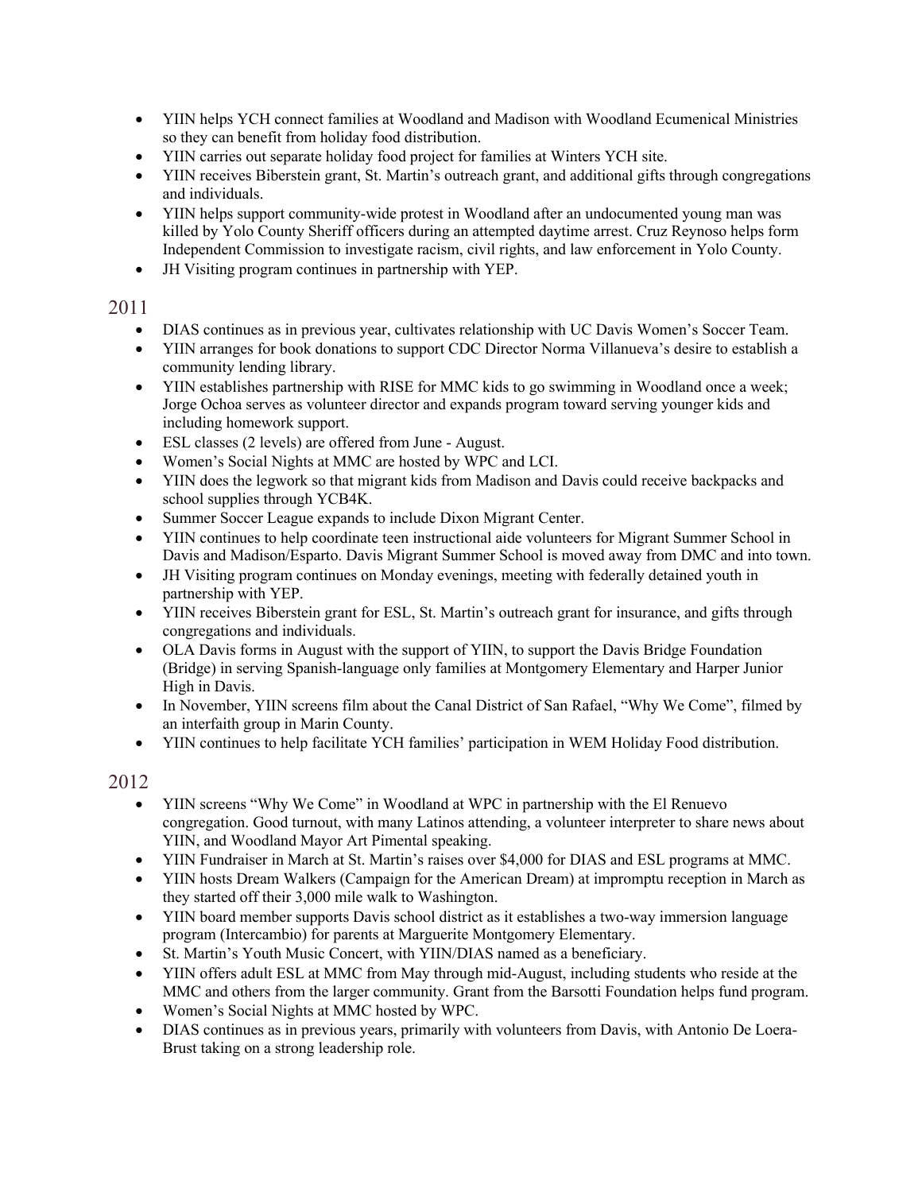- YIIN helps YCH connect families at Woodland and Madison with Woodland Ecumenical Ministries so they can benefit from holiday food distribution.
- YIIN carries out separate holiday food project for families at Winters YCH site.
- YIIN receives Biberstein grant, St. Martin's outreach grant, and additional gifts through congregations and individuals.
- YIIN helps support community-wide protest in Woodland after an undocumented young man was killed by Yolo County Sheriff officers during an attempted daytime arrest. Cruz Reynoso helps form Independent Commission to investigate racism, civil rights, and law enforcement in Yolo County.
- JH Visiting program continues in partnership with YEP.

## 2011

- DIAS continues as in previous year, cultivates relationship with UC Davis Women's Soccer Team.
- YIIN arranges for book donations to support CDC Director Norma Villanueva's desire to establish a community lending library.
- YIIN establishes partnership with RISE for MMC kids to go swimming in Woodland once a week; Jorge Ochoa serves as volunteer director and expands program toward serving younger kids and including homework support.
- ESL classes (2 levels) are offered from June - August.
- Women's Social Nights at MMC are hosted by WPC and LCI.
- YIIN does the legwork so that migrant kids from Madison and Davis could receive backpacks and school supplies through YCB4K.
- Summer Soccer League expands to include Dixon Migrant Center.
- YIIN continues to help coordinate teen instructional aide volunteers for Migrant Summer School in Davis and Madison/Esparto. Davis Migrant Summer School is moved away from DMC and into town.
- JH Visiting program continues on Monday evenings, meeting with federally detained youth in partnership with YEP.
- YIIN receives Biberstein grant for ESL, St. Martin's outreach grant for insurance, and gifts through congregations and individuals.
- OLA Davis forms in August with the support of YIIN, to support the Davis Bridge Foundation (Bridge) in serving Spanish-language only families at Montgomery Elementary and Harper Junior High in Davis.
- In November, YIIN screens film about the Canal District of San Rafael, "Why We Come", filmed by an interfaith group in Marin County.
- YIIN continues to help facilitate YCH families' participation in WEM Holiday Food distribution.

## 2012

- YIIN screens "Why We Come" in Woodland at WPC in partnership with the El Renuevo congregation. Good turnout, with many Latinos attending, a volunteer interpreter to share news about YIIN, and Woodland Mayor Art Pimental speaking.
- YIIN Fundraiser in March at St. Martin's raises over $4,000 for DIAS and ESL programs at MMC.
- YIIN hosts Dream Walkers (Campaign for the American Dream) at impromptu reception in March as they started off their 3,000 mile walk to Washington.
- YIIN board member supports Davis school district as it establishes a two-way immersion language program (Intercambio) for parents at Marguerite Montgomery Elementary.
- St. Martin's Youth Music Concert, with YIIN/DIAS named as a beneficiary.
- YIIN offers adult ESL at MMC from May through mid-August, including students who reside at the MMC and others from the larger community. Grant from the Barsotti Foundation helps fund program.
- Women's Social Nights at MMC hosted by WPC.
- DIAS continues as in previous years, primarily with volunteers from Davis, with Antonio De Loera-Brust taking on a strong leadership role.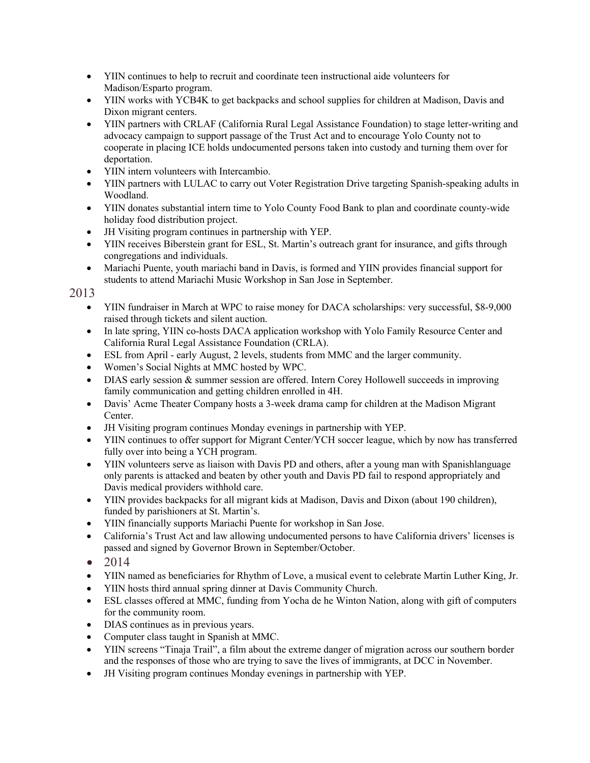- YIIN continues to help to recruit and coordinate teen instructional aide volunteers for Madison/Esparto program.
- YIIN works with YCB4K to get backpacks and school supplies for children at Madison, Davis and Dixon migrant centers.
- YIIN partners with CRLAF (California Rural Legal Assistance Foundation) to stage letter-writing and advocacy campaign to support passage of the Trust Act and to encourage Yolo County not to cooperate in placing ICE holds undocumented persons taken into custody and turning them over for deportation.
- YIIN intern volunteers with Intercambio.
- YIIN partners with LULAC to carry out Voter Registration Drive targeting Spanish-speaking adults in Woodland.
- YIIN donates substantial intern time to Yolo County Food Bank to plan and coordinate county-wide holiday food distribution project.
- JH Visiting program continues in partnership with YEP.
- YIIN receives Biberstein grant for ESL, St. Martin's outreach grant for insurance, and gifts through congregations and individuals.
- Mariachi Puente, youth mariachi band in Davis, is formed and YIIN provides financial support for students to attend Mariachi Music Workshop in San Jose in September.

## 2013

- YIIN fundraiser in March at WPC to raise money for DACA scholarships: very successful, $8-9,000 raised through tickets and silent auction.
- In late spring, YIIN co-hosts DACA application workshop with Yolo Family Resource Center and California Rural Legal Assistance Foundation (CRLA).
- ESL from April - early August, 2 levels, students from MMC and the larger community.
- Women's Social Nights at MMC hosted by WPC.
- DIAS early session & summer session are offered. Intern Corey Hollowell succeeds in improving family communication and getting children enrolled in 4H.
- Davis' Acme Theater Company hosts a 3-week drama camp for children at the Madison Migrant Center.
- JH Visiting program continues Monday evenings in partnership with YEP.
- YIIN continues to offer support for Migrant Center/YCH soccer league, which by now has transferred fully over into being a YCH program.
- YIIN volunteers serve as liaison with Davis PD and others, after a young man with Spanishlanguage only parents is attacked and beaten by other youth and Davis PD fail to respond appropriately and Davis medical providers withhold care.
- YIIN provides backpacks for all migrant kids at Madison, Davis and Dixon (about 190 children), funded by parishioners at St. Martin's.
- YIIN financially supports Mariachi Puente for workshop in San Jose.
- California's Trust Act and law allowing undocumented persons to have California drivers' licenses is passed and signed by Governor Brown in September/October.

## 2014

- YIIN named as beneficiaries for Rhythm of Love, a musical event to celebrate Martin Luther King, Jr.
- YIIN hosts third annual spring dinner at Davis Community Church.
- ESL classes offered at MMC, funding from Yocha de he Winton Nation, along with gift of computers for the community room.
- DIAS continues as in previous years.
- Computer class taught in Spanish at MMC.
- YIIN screens "Tinaja Trail", a film about the extreme danger of migration across our southern border and the responses of those who are trying to save the lives of immigrants, at DCC in November.
- JH Visiting program continues Monday evenings in partnership with YEP.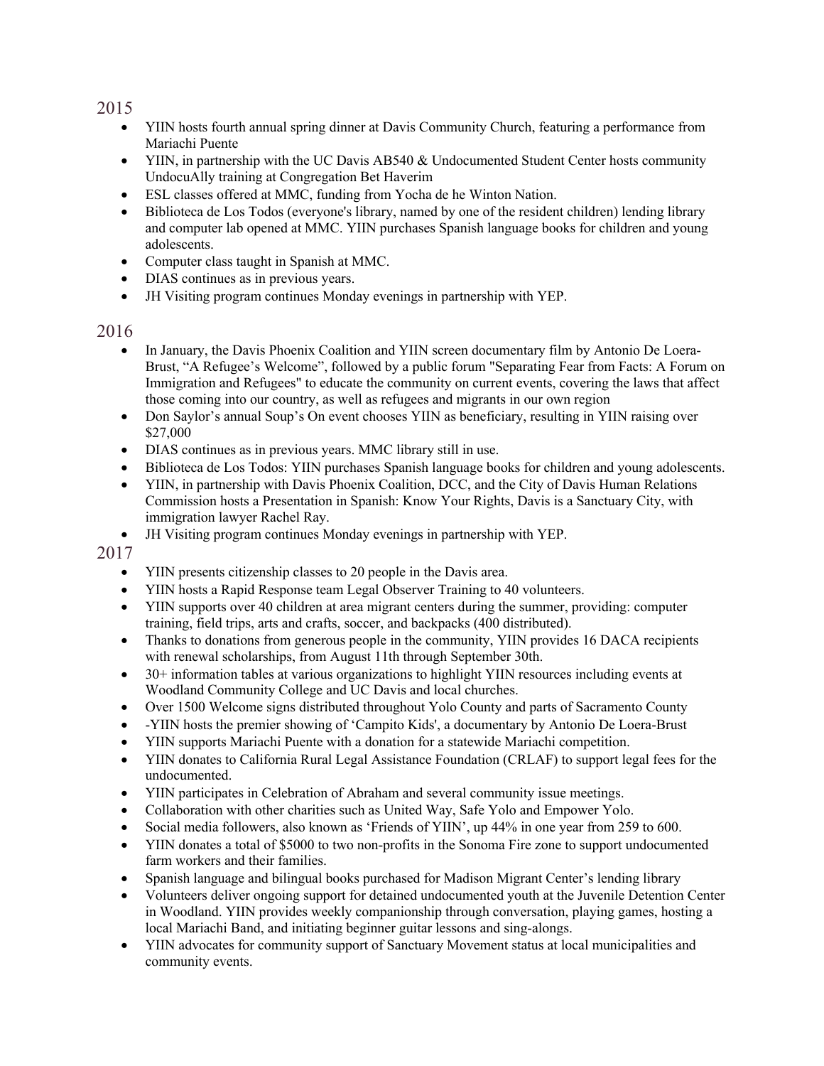## 2015

- YIIN hosts fourth annual spring dinner at Davis Community Church, featuring a performance from Mariachi Puente
- YIIN, in partnership with the UC Davis AB540 & Undocumented Student Center hosts community UndocuAlly training at Congregation Bet Haverim
- ESL classes offered at MMC, funding from Yocha de he Winton Nation.
- Biblioteca de Los Todos (everyone's library, named by one of the resident children) lending library and computer lab opened at MMC. YIIN purchases Spanish language books for children and young adolescents.
- Computer class taught in Spanish at MMC.
- DIAS continues as in previous years.
- JH Visiting program continues Monday evenings in partnership with YEP.

## 2016

- In January, the Davis Phoenix Coalition and YIIN screen documentary film by Antonio De Loera-Brust, "A Refugee's Welcome", followed by a public forum "Separating Fear from Facts: A Forum on Immigration and Refugees" to educate the community on current events, covering the laws that affect those coming into our country, as well as refugees and migrants in our own region
- Don Saylor's annual Soup's On event chooses YIIN as beneficiary, resulting in YIIN raising over $27,000
- DIAS continues as in previous years. MMC library still in use.
- Biblioteca de Los Todos: YIIN purchases Spanish language books for children and young adolescents.
- YIIN, in partnership with Davis Phoenix Coalition, DCC, and the City of Davis Human Relations Commission hosts a Presentation in Spanish: Know Your Rights, Davis is a Sanctuary City, with immigration lawyer Rachel Ray.
- JH Visiting program continues Monday evenings in partnership with YEP.

## 2017

- YIIN presents citizenship classes to 20 people in the Davis area.
- YIIN hosts a Rapid Response team Legal Observer Training to 40 volunteers.
- YIIN supports over 40 children at area migrant centers during the summer, providing: computer training, field trips, arts and crafts, soccer, and backpacks (400 distributed).
- Thanks to donations from generous people in the community, YIIN provides 16 DACA recipients with renewal scholarships, from August 11th through September 30th.
- 30+ information tables at various organizations to highlight YIIN resources including events at Woodland Community College and UC Davis and local churches.
- Over 1500 Welcome signs distributed throughout Yolo County and parts of Sacramento County
- -YIIN hosts the premier showing of 'Campito Kids', a documentary by Antonio De Loera-Brust
- YIIN supports Mariachi Puente with a donation for a statewide Mariachi competition.
- YIIN donates to California Rural Legal Assistance Foundation (CRLAF) to support legal fees for the undocumented.
- YIIN participates in Celebration of Abraham and several community issue meetings.
- Collaboration with other charities such as United Way, Safe Yolo and Empower Yolo.
- Social media followers, also known as 'Friends of YIIN', up 44% in one year from 259 to 600.
- YIIN donates a total of $5000 to two non-profits in the Sonoma Fire zone to support undocumented farm workers and their families.
- Spanish language and bilingual books purchased for Madison Migrant Center's lending library
- Volunteers deliver ongoing support for detained undocumented youth at the Juvenile Detention Center in Woodland. YIIN provides weekly companionship through conversation, playing games, hosting a local Mariachi Band, and initiating beginner guitar lessons and sing-alongs.
- YIIN advocates for community support of Sanctuary Movement status at local municipalities and community events.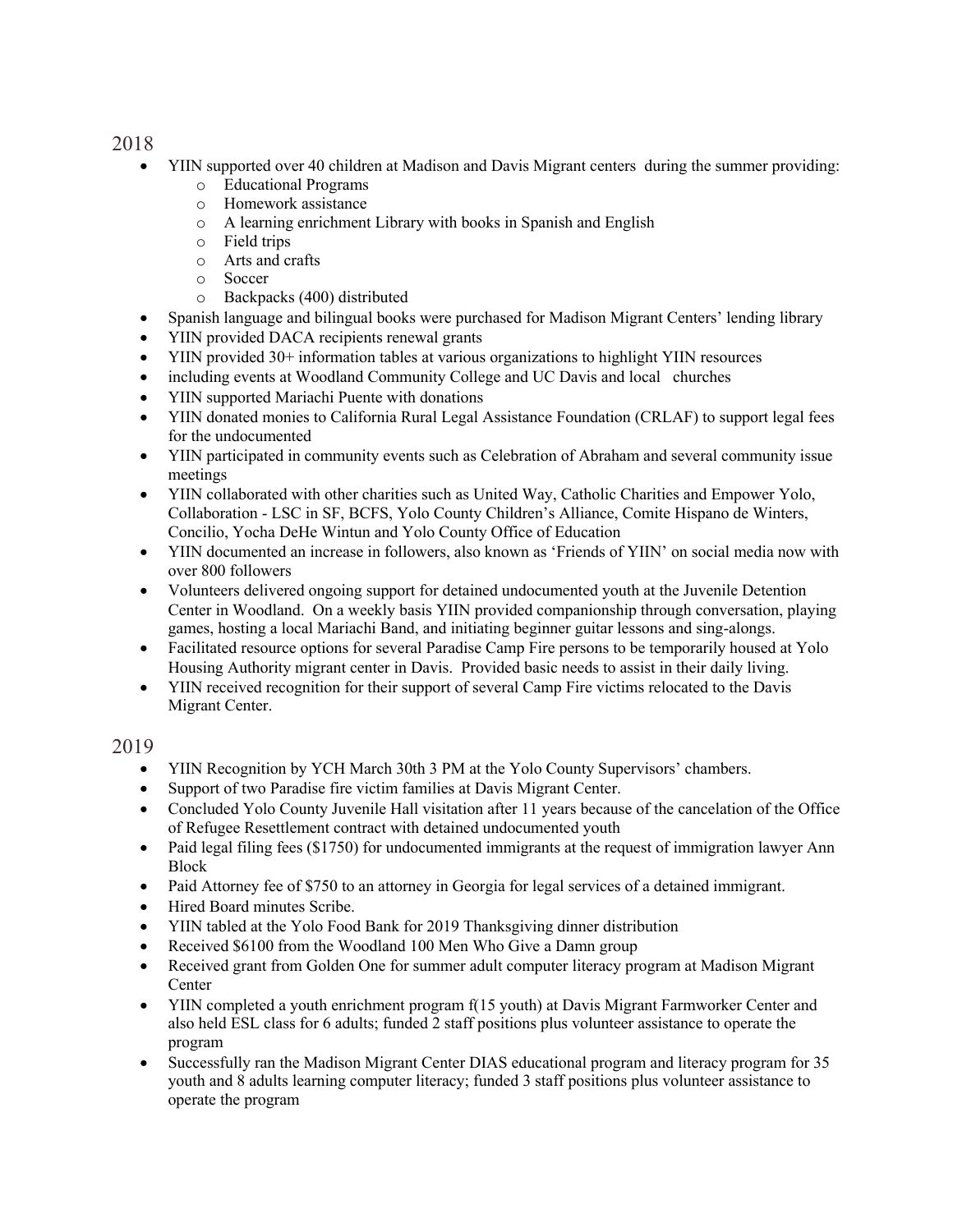## 2018

- YIIN supported over 40 children at Madison and Davis Migrant centers during the summer providing:
  - Educational Programs
  - Homework assistance
  - A learning enrichment Library with books in Spanish and English
  - Field trips
  - Arts and crafts
  - Soccer
  - Backpacks (400) distributed
- Spanish language and bilingual books were purchased for Madison Migrant Centers' lending library
- YIIN provided DACA recipients renewal grants
- YIIN provided 30+ information tables at various organizations to highlight YIIN resources
- including events at Woodland Community College and UC Davis and local churches
- YIIN supported Mariachi Puente with donations
- YIIN donated monies to California Rural Legal Assistance Foundation (CRLAF) to support legal fees for the undocumented
- YIIN participated in community events such as Celebration of Abraham and several community issue meetings
- YIIN collaborated with other charities such as United Way, Catholic Charities and Empower Yolo, Collaboration - LSC in SF, BCFS, Yolo County Children's Alliance, Comite Hispano de Winters, Concilio, Yocha DeHe Wintun and Yolo County Office of Education
- YIIN documented an increase in followers, also known as 'Friends of YIIN' on social media now with over 800 followers
- Volunteers delivered ongoing support for detained undocumented youth at the Juvenile Detention Center in Woodland. On a weekly basis YIIN provided companionship through conversation, playing games, hosting a local Mariachi Band, and initiating beginner guitar lessons and sing-alongs.
- Facilitated resource options for several Paradise Camp Fire persons to be temporarily housed at Yolo Housing Authority migrant center in Davis. Provided basic needs to assist in their daily living.
- YIIN received recognition for their support of several Camp Fire victims relocated to the Davis Migrant Center.

## 2019

- YIIN Recognition by YCH March 30th 3 PM at the Yolo County Supervisors' chambers.
- Support of two Paradise fire victim families at Davis Migrant Center.
- Concluded Yolo County Juvenile Hall visitation after 11 years because of the cancelation of the Office of Refugee Resettlement contract with detained undocumented youth
- Paid legal filing fees ($1750) for undocumented immigrants at the request of immigration lawyer Ann Block
- Paid Attorney fee of $750 to an attorney in Georgia for legal services of a detained immigrant.
- Hired Board minutes Scribe.
- YIIN tabled at the Yolo Food Bank for 2019 Thanksgiving dinner distribution
- Received $6100 from the Woodland 100 Men Who Give a Damn group
- Received grant from Golden One for summer adult computer literacy program at Madison Migrant Center
- YIIN completed a youth enrichment program f(15 youth) at Davis Migrant Farmworker Center and also held ESL class for 6 adults; funded 2 staff positions plus volunteer assistance to operate the program
- Successfully ran the Madison Migrant Center DIAS educational program and literacy program for 35 youth and 8 adults learning computer literacy; funded 3 staff positions plus volunteer assistance to operate the program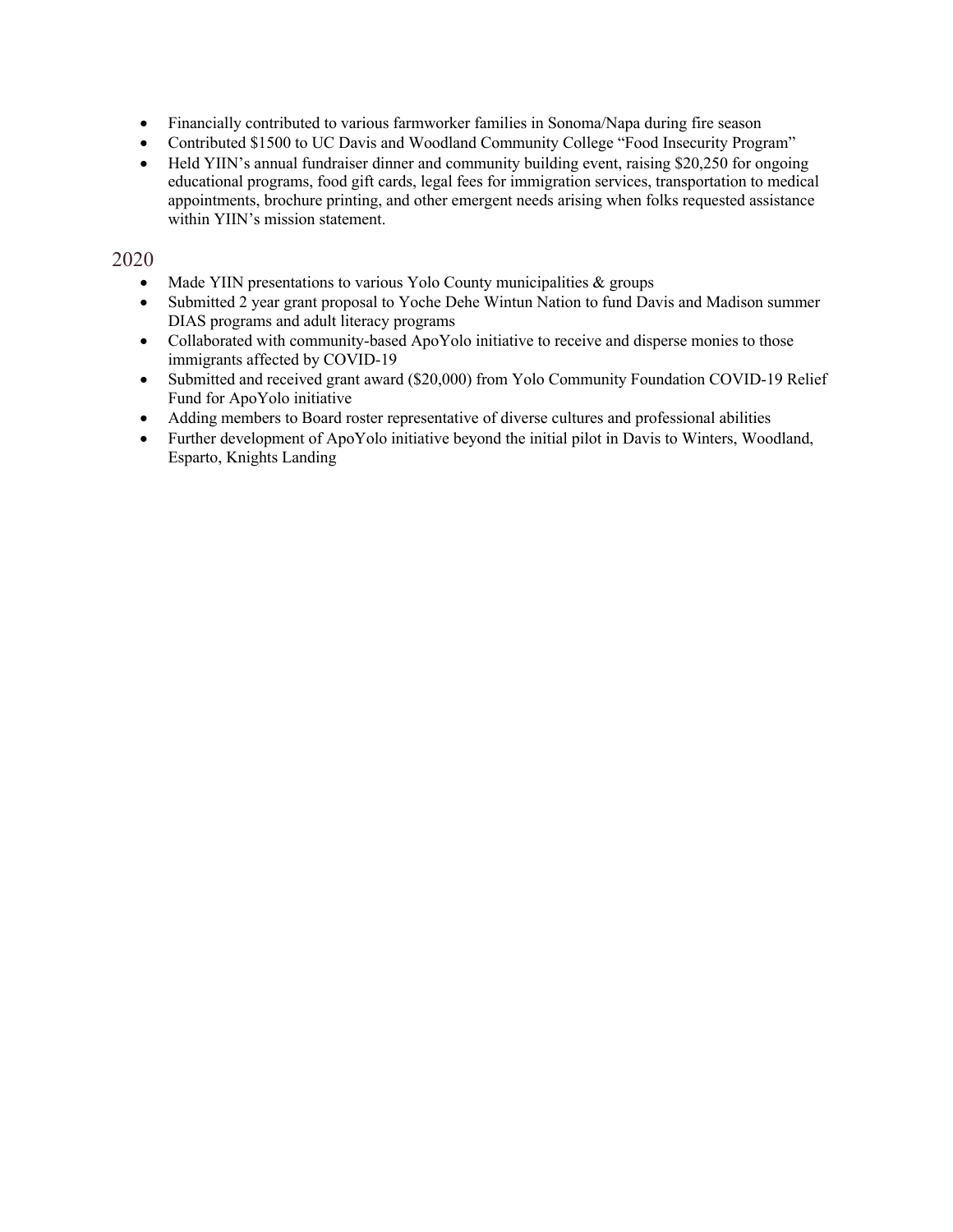- Financially contributed to various farmworker families in Sonoma/Napa during fire season
- Contributed $1500 to UC Davis and Woodland Community College "Food Insecurity Program"
- Held YIIN's annual fundraiser dinner and community building event, raising $20,250 for ongoing educational programs, food gift cards, legal fees for immigration services, transportation to medical appointments, brochure printing, and other emergent needs arising when folks requested assistance within YIIN's mission statement.

## 2020

- Made YIIN presentations to various Yolo County municipalities & groups
- Submitted 2 year grant proposal to Yoche Dehe Wintun Nation to fund Davis and Madison summer DIAS programs and adult literacy programs
- Collaborated with community-based ApoYolo initiative to receive and disperse monies to those immigrants affected by COVID-19
- Submitted and received grant award ($20,000) from Yolo Community Foundation COVID-19 Relief Fund for ApoYolo initiative
- Adding members to Board roster representative of diverse cultures and professional abilities
- Further development of ApoYolo initiative beyond the initial pilot in Davis to Winters, Woodland, Esparto, Knights Landing